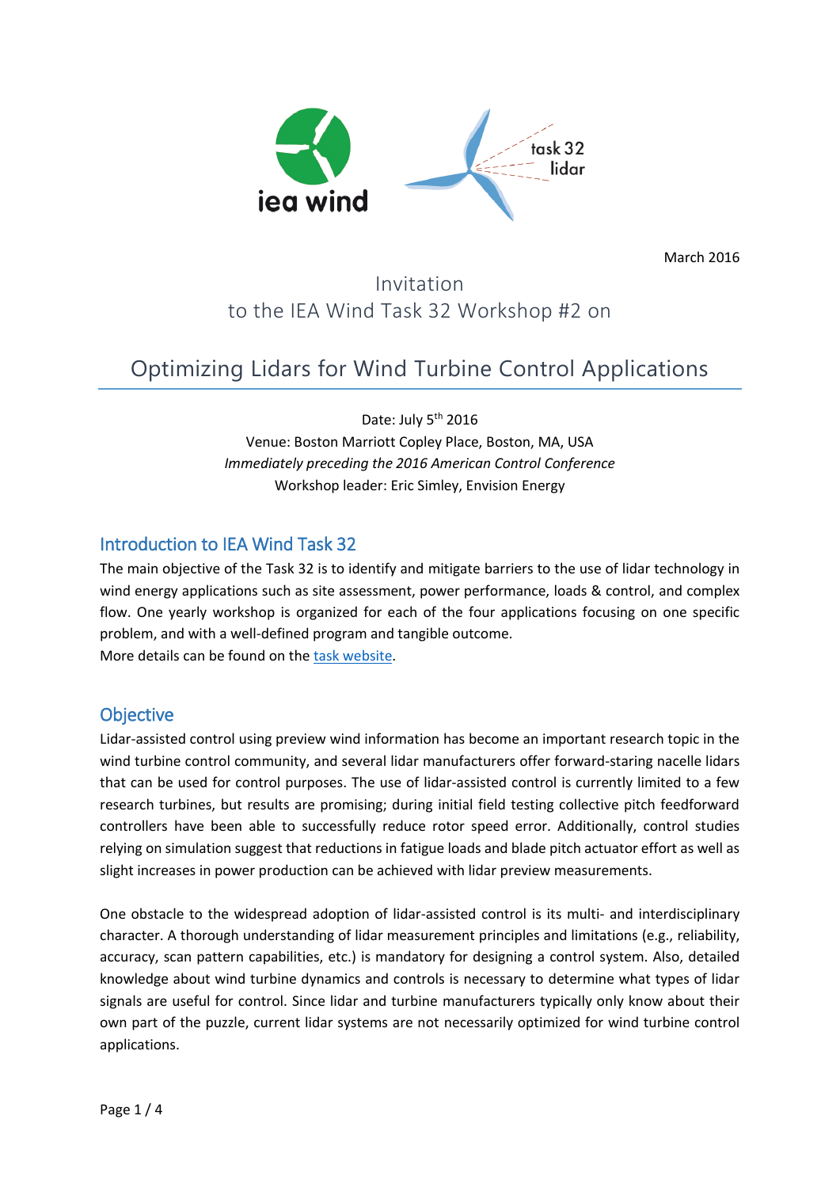March 2016

Invitation
to the IEA Wind Task 32 Workshop #2 on

# Optimizing Lidars for Wind Turbine Control Applications

Date: July 5th 2016
Venue: Boston Marriott Copley Place, Boston, MA, USA
*Immediately preceding the 2016 American Control Conference*
Workshop leader: Eric Simley, Envision Energy

## Introduction to IEA Wind Task 32

The main objective of the Task 32 is to identify and mitigate barriers to the use of lidar technology in wind energy applications such as site assessment, power performance, loads & control, and complex flow. One yearly workshop is organized for each of the four applications focusing on one specific problem, and with a well-defined program and tangible outcome.
More details can be found on the task website.

## Objective

Lidar-assisted control using preview wind information has become an important research topic in the wind turbine control community, and several lidar manufacturers offer forward-staring nacelle lidars that can be used for control purposes. The use of lidar-assisted control is currently limited to a few research turbines, but results are promising; during initial field testing collective pitch feedforward controllers have been able to successfully reduce rotor speed error. Additionally, control studies relying on simulation suggest that reductions in fatigue loads and blade pitch actuator effort as well as slight increases in power production can be achieved with lidar preview measurements.

One obstacle to the widespread adoption of lidar-assisted control is its multi- and interdisciplinary character. A thorough understanding of lidar measurement principles and limitations (e.g., reliability, accuracy, scan pattern capabilities, etc.) is mandatory for designing a control system. Also, detailed knowledge about wind turbine dynamics and controls is necessary to determine what types of lidar signals are useful for control. Since lidar and turbine manufacturers typically only know about their own part of the puzzle, current lidar systems are not necessarily optimized for wind turbine control applications.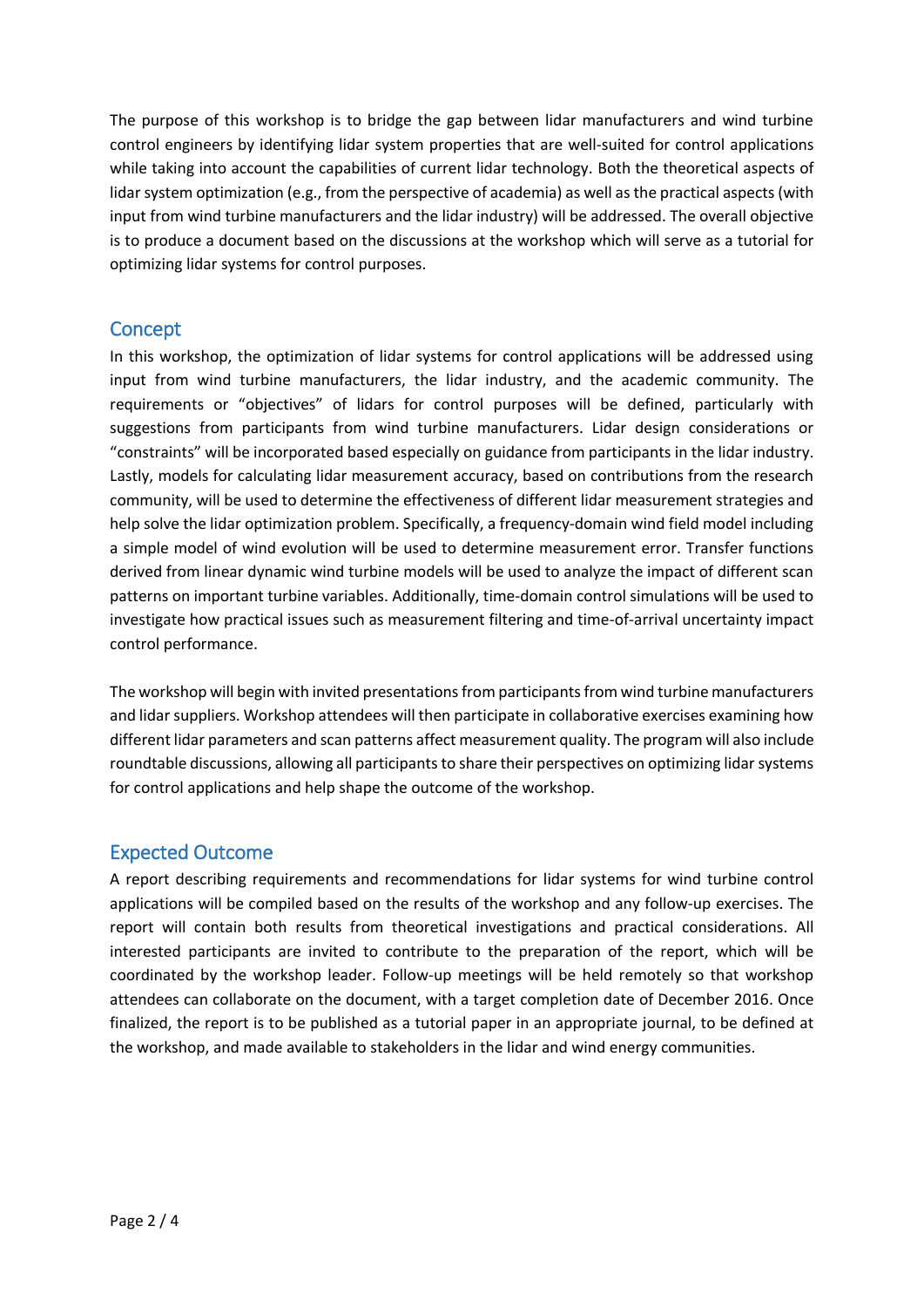The purpose of this workshop is to bridge the gap between lidar manufacturers and wind turbine control engineers by identifying lidar system properties that are well-suited for control applications while taking into account the capabilities of current lidar technology. Both the theoretical aspects of lidar system optimization (e.g., from the perspective of academia) as well as the practical aspects (with input from wind turbine manufacturers and the lidar industry) will be addressed. The overall objective is to produce a document based on the discussions at the workshop which will serve as a tutorial for optimizing lidar systems for control purposes.

## Concept

In this workshop, the optimization of lidar systems for control applications will be addressed using input from wind turbine manufacturers, the lidar industry, and the academic community. The requirements or "objectives" of lidars for control purposes will be defined, particularly with suggestions from participants from wind turbine manufacturers. Lidar design considerations or "constraints" will be incorporated based especially on guidance from participants in the lidar industry. Lastly, models for calculating lidar measurement accuracy, based on contributions from the research community, will be used to determine the effectiveness of different lidar measurement strategies and help solve the lidar optimization problem. Specifically, a frequency-domain wind field model including a simple model of wind evolution will be used to determine measurement error. Transfer functions derived from linear dynamic wind turbine models will be used to analyze the impact of different scan patterns on important turbine variables. Additionally, time-domain control simulations will be used to investigate how practical issues such as measurement filtering and time-of-arrival uncertainty impact control performance.

The workshop will begin with invited presentations from participants from wind turbine manufacturers and lidar suppliers. Workshop attendees will then participate in collaborative exercises examining how different lidar parameters and scan patterns affect measurement quality. The program will also include roundtable discussions, allowing all participants to share their perspectives on optimizing lidar systems for control applications and help shape the outcome of the workshop.

## Expected Outcome

A report describing requirements and recommendations for lidar systems for wind turbine control applications will be compiled based on the results of the workshop and any follow-up exercises. The report will contain both results from theoretical investigations and practical considerations. All interested participants are invited to contribute to the preparation of the report, which will be coordinated by the workshop leader. Follow-up meetings will be held remotely so that workshop attendees can collaborate on the document, with a target completion date of December 2016. Once finalized, the report is to be published as a tutorial paper in an appropriate journal, to be defined at the workshop, and made available to stakeholders in the lidar and wind energy communities.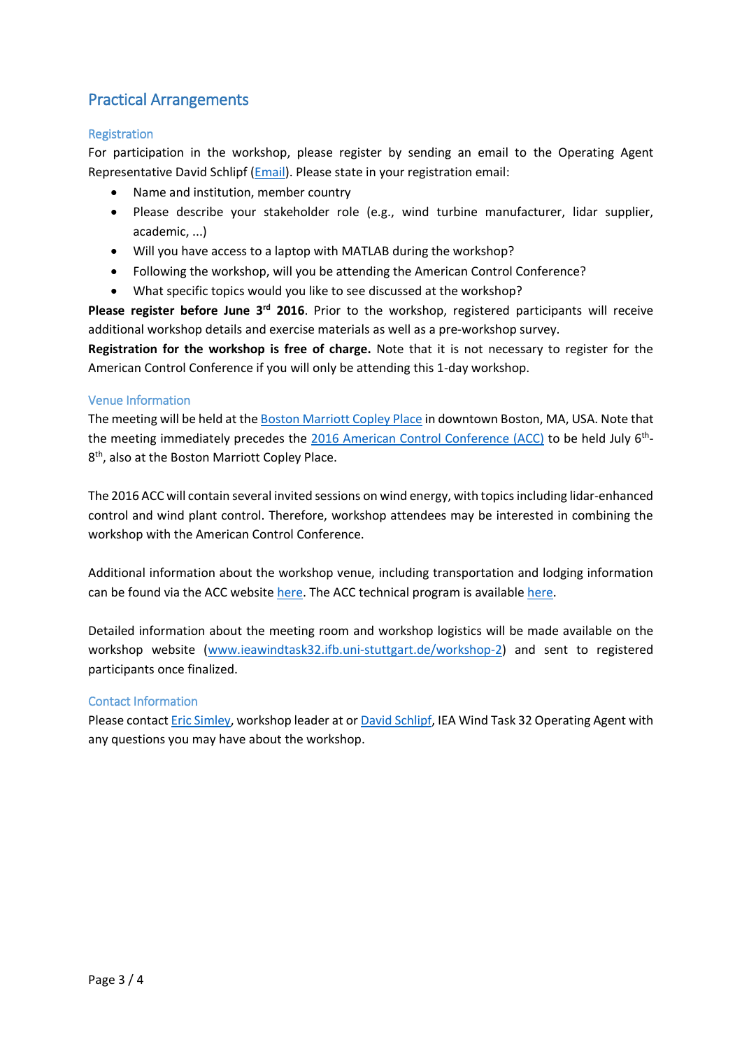## Practical Arrangements

### Registration

For participation in the workshop, please register by sending an email to the Operating Agent Representative David Schlipf (Email). Please state in your registration email:

- Name and institution, member country
- Please describe your stakeholder role (e.g., wind turbine manufacturer, lidar supplier, academic, ...)
- Will you have access to a laptop with MATLAB during the workshop?
- Following the workshop, will you be attending the American Control Conference?
- What specific topics would you like to see discussed at the workshop?

**Please register before June 3rd 2016**. Prior to the workshop, registered participants will receive additional workshop details and exercise materials as well as a pre-workshop survey.

**Registration for the workshop is free of charge.** Note that it is not necessary to register for the American Control Conference if you will only be attending this 1-day workshop.

### Venue Information

The meeting will be held at the Boston Marriott Copley Place in downtown Boston, MA, USA. Note that the meeting immediately precedes the 2016 American Control Conference (ACC) to be held July 6th-8th, also at the Boston Marriott Copley Place.

The 2016 ACC will contain several invited sessions on wind energy, with topics including lidar-enhanced control and wind plant control. Therefore, workshop attendees may be interested in combining the workshop with the American Control Conference.

Additional information about the workshop venue, including transportation and lodging information can be found via the ACC website here. The ACC technical program is available here.

Detailed information about the meeting room and workshop logistics will be made available on the workshop website (www.ieawindtask32.ifb.uni-stuttgart.de/workshop-2) and sent to registered participants once finalized.

### Contact Information

Please contact Eric Simley, workshop leader at or David Schlipf, IEA Wind Task 32 Operating Agent with any questions you may have about the workshop.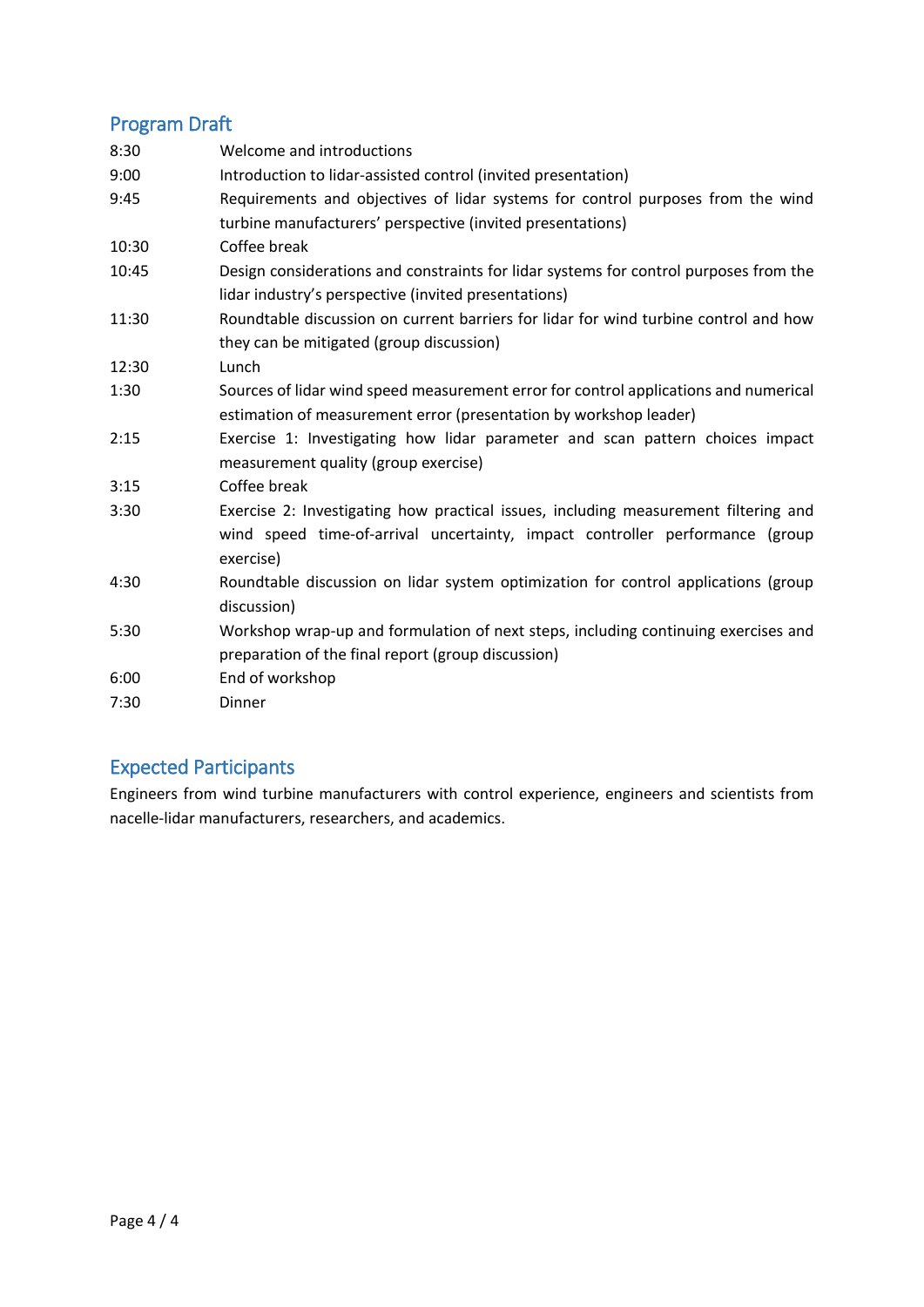## Program Draft

| | |
|---|---|
| 8:30 | Welcome and introductions |
| 9:00 | Introduction to lidar-assisted control (invited presentation) |
| 9:45 | Requirements and objectives of lidar systems for control purposes from the wind turbine manufacturers' perspective (invited presentations) |
| 10:30 | Coffee break |
| 10:45 | Design considerations and constraints for lidar systems for control purposes from the lidar industry's perspective (invited presentations) |
| 11:30 | Roundtable discussion on current barriers for lidar for wind turbine control and how they can be mitigated (group discussion) |
| 12:30 | Lunch |
| 1:30 | Sources of lidar wind speed measurement error for control applications and numerical estimation of measurement error (presentation by workshop leader) |
| 2:15 | Exercise 1: Investigating how lidar parameter and scan pattern choices impact measurement quality (group exercise) |
| 3:15 | Coffee break |
| 3:30 | Exercise 2: Investigating how practical issues, including measurement filtering and wind speed time-of-arrival uncertainty, impact controller performance (group exercise) |
| 4:30 | Roundtable discussion on lidar system optimization for control applications (group discussion) |
| 5:30 | Workshop wrap-up and formulation of next steps, including continuing exercises and preparation of the final report (group discussion) |
| 6:00 | End of workshop |
| 7:30 | Dinner |

## Expected Participants

Engineers from wind turbine manufacturers with control experience, engineers and scientists from nacelle-lidar manufacturers, researchers, and academics.